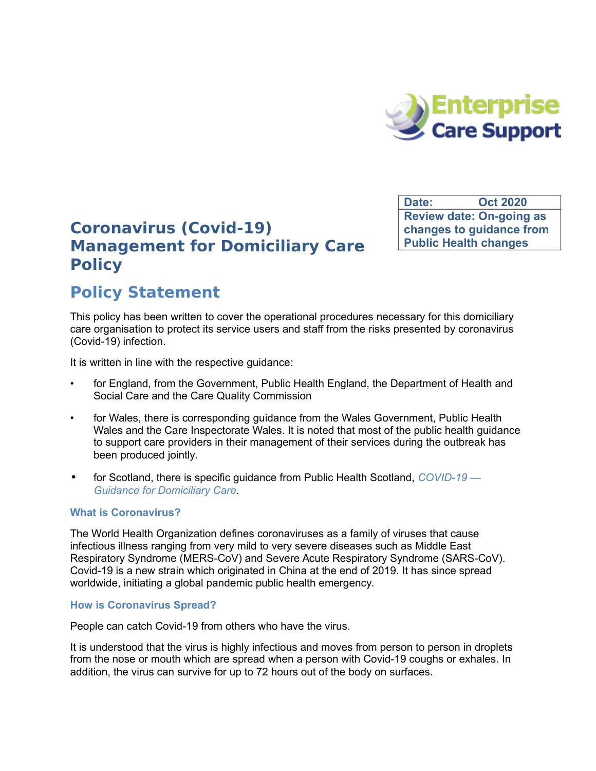Enterprise Care Support

| Date: | Oct 2020 |
| --- | --- |
| Review date: On-going as changes to guidance from Public Health changes | |

# Coronavirus (Covid-19) Management for Domiciliary Care Policy

## Policy Statement

This policy has been written to cover the operational procedures necessary for this domiciliary care organisation to protect its service users and staff from the risks presented by coronavirus (Covid-19) infection.

It is written in line with the respective guidance:

- for England, from the Government, Public Health England, the Department of Health and Social Care and the Care Quality Commission
- for Wales, there is corresponding guidance from the Wales Government, Public Health Wales and the Care Inspectorate Wales. It is noted that most of the public health guidance to support care providers in their management of their services during the outbreak has been produced jointly.
- for Scotland, there is specific guidance from Public Health Scotland, *COVID-19 — Guidance for Domiciliary Care*.

### What is Coronavirus?

The World Health Organization defines coronaviruses as a family of viruses that cause infectious illness ranging from very mild to very severe diseases such as Middle East Respiratory Syndrome (MERS-CoV) and Severe Acute Respiratory Syndrome (SARS-CoV). Covid-19 is a new strain which originated in China at the end of 2019. It has since spread worldwide, initiating a global pandemic public health emergency.

### How is Coronavirus Spread?

People can catch Covid-19 from others who have the virus.

It is understood that the virus is highly infectious and moves from person to person in droplets from the nose or mouth which are spread when a person with Covid-19 coughs or exhales. In addition, the virus can survive for up to 72 hours out of the body on surfaces.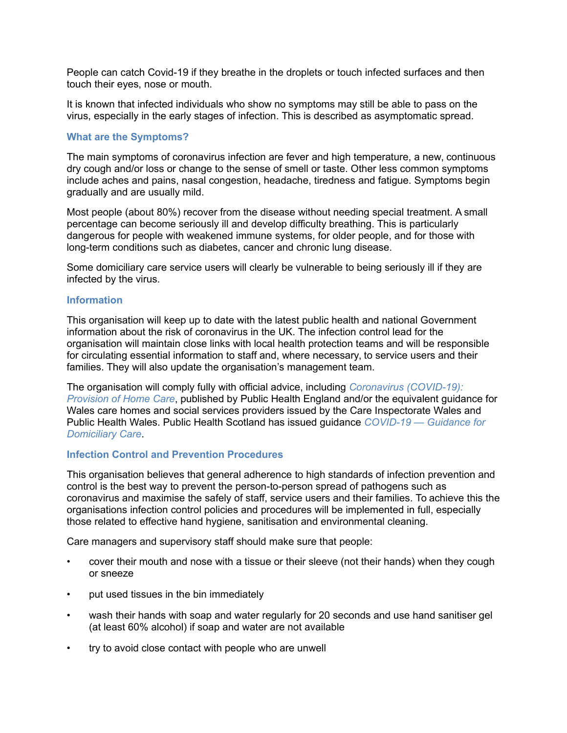People can catch Covid-19 if they breathe in the droplets or touch infected surfaces and then touch their eyes, nose or mouth.

It is known that infected individuals who show no symptoms may still be able to pass on the virus, especially in the early stages of infection. This is described as asymptomatic spread.

### What are the Symptoms?

The main symptoms of coronavirus infection are fever and high temperature, a new, continuous dry cough and/or loss or change to the sense of smell or taste. Other less common symptoms include aches and pains, nasal congestion, headache, tiredness and fatigue. Symptoms begin gradually and are usually mild.

Most people (about 80%) recover from the disease without needing special treatment. A small percentage can become seriously ill and develop difficulty breathing. This is particularly dangerous for people with weakened immune systems, for older people, and for those with long-term conditions such as diabetes, cancer and chronic lung disease.

Some domiciliary care service users will clearly be vulnerable to being seriously ill if they are infected by the virus.

### Information

This organisation will keep up to date with the latest public health and national Government information about the risk of coronavirus in the UK. The infection control lead for the organisation will maintain close links with local health protection teams and will be responsible for circulating essential information to staff and, where necessary, to service users and their families. They will also update the organisation's management team.

The organisation will comply fully with official advice, including *Coronavirus (COVID-19): Provision of Home Care*, published by Public Health England and/or the equivalent guidance for Wales care homes and social services providers issued by the Care Inspectorate Wales and Public Health Wales. Public Health Scotland has issued guidance *COVID-19 — Guidance for Domiciliary Care*.

### Infection Control and Prevention Procedures

This organisation believes that general adherence to high standards of infection prevention and control is the best way to prevent the person-to-person spread of pathogens such as coronavirus and maximise the safely of staff, service users and their families. To achieve this the organisations infection control policies and procedures will be implemented in full, especially those related to effective hand hygiene, sanitisation and environmental cleaning.

Care managers and supervisory staff should make sure that people:

- cover their mouth and nose with a tissue or their sleeve (not their hands) when they cough or sneeze
- put used tissues in the bin immediately
- wash their hands with soap and water regularly for 20 seconds and use hand sanitiser gel (at least 60% alcohol) if soap and water are not available
- try to avoid close contact with people who are unwell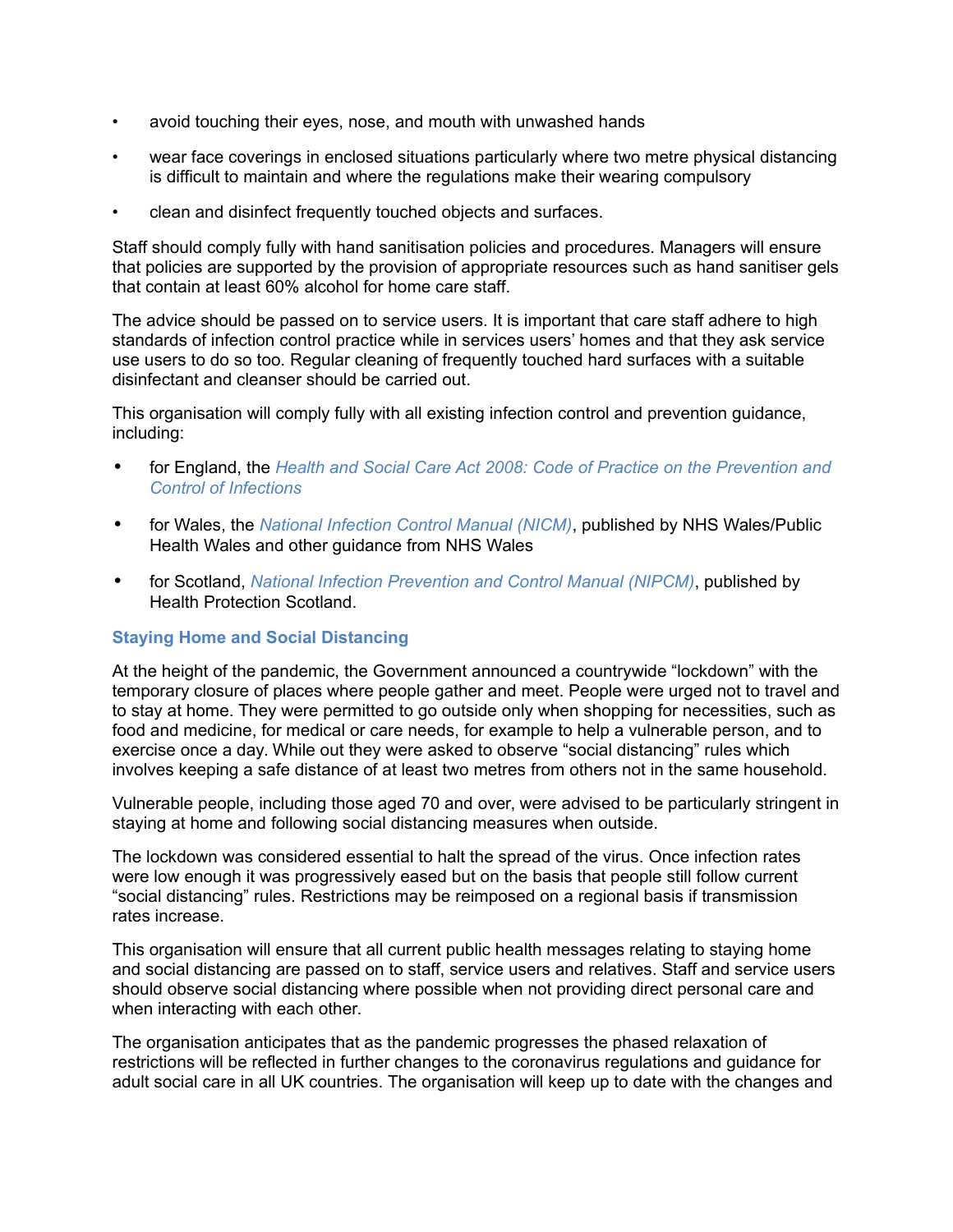- avoid touching their eyes, nose, and mouth with unwashed hands
- wear face coverings in enclosed situations particularly where two metre physical distancing is difficult to maintain and where the regulations make their wearing compulsory
- clean and disinfect frequently touched objects and surfaces.

Staff should comply fully with hand sanitisation policies and procedures. Managers will ensure that policies are supported by the provision of appropriate resources such as hand sanitiser gels that contain at least 60% alcohol for home care staff.

The advice should be passed on to service users. It is important that care staff adhere to high standards of infection control practice while in services users' homes and that they ask service use users to do so too. Regular cleaning of frequently touched hard surfaces with a suitable disinfectant and cleanser should be carried out.

This organisation will comply fully with all existing infection control and prevention guidance, including:

- for England, the *Health and Social Care Act 2008: Code of Practice on the Prevention and Control of Infections*
- for Wales, the *National Infection Control Manual (NICM)*, published by NHS Wales/Public Health Wales and other guidance from NHS Wales
- for Scotland, *National Infection Prevention and Control Manual (NIPCM)*, published by Health Protection Scotland.

### Staying Home and Social Distancing

At the height of the pandemic, the Government announced a countrywide "lockdown" with the temporary closure of places where people gather and meet. People were urged not to travel and to stay at home. They were permitted to go outside only when shopping for necessities, such as food and medicine, for medical or care needs, for example to help a vulnerable person, and to exercise once a day. While out they were asked to observe "social distancing" rules which involves keeping a safe distance of at least two metres from others not in the same household.

Vulnerable people, including those aged 70 and over, were advised to be particularly stringent in staying at home and following social distancing measures when outside.

The lockdown was considered essential to halt the spread of the virus. Once infection rates were low enough it was progressively eased but on the basis that people still follow current "social distancing" rules. Restrictions may be reimposed on a regional basis if transmission rates increase.

This organisation will ensure that all current public health messages relating to staying home and social distancing are passed on to staff, service users and relatives. Staff and service users should observe social distancing where possible when not providing direct personal care and when interacting with each other.

The organisation anticipates that as the pandemic progresses the phased relaxation of restrictions will be reflected in further changes to the coronavirus regulations and guidance for adult social care in all UK countries. The organisation will keep up to date with the changes and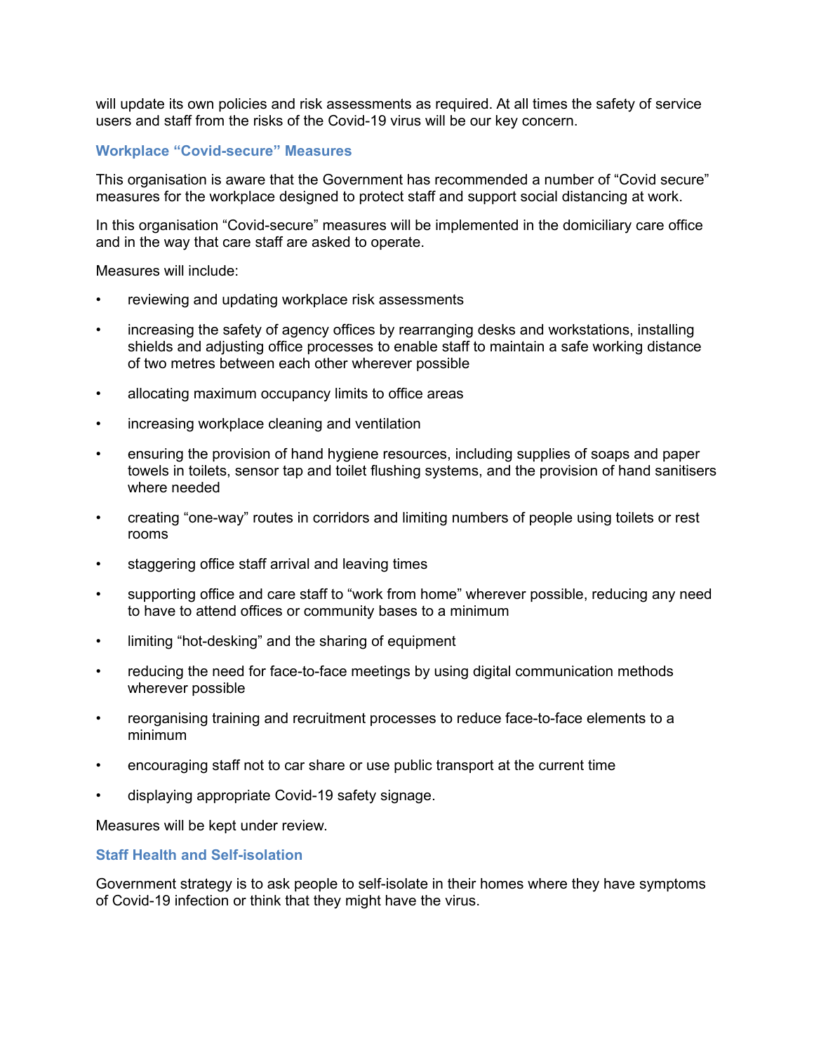will update its own policies and risk assessments as required. At all times the safety of service users and staff from the risks of the Covid-19 virus will be our key concern.

### Workplace "Covid-secure" Measures

This organisation is aware that the Government has recommended a number of "Covid secure" measures for the workplace designed to protect staff and support social distancing at work.

In this organisation "Covid-secure" measures will be implemented in the domiciliary care office and in the way that care staff are asked to operate.

Measures will include:

- reviewing and updating workplace risk assessments
- increasing the safety of agency offices by rearranging desks and workstations, installing shields and adjusting office processes to enable staff to maintain a safe working distance of two metres between each other wherever possible
- allocating maximum occupancy limits to office areas
- increasing workplace cleaning and ventilation
- ensuring the provision of hand hygiene resources, including supplies of soaps and paper towels in toilets, sensor tap and toilet flushing systems, and the provision of hand sanitisers where needed
- creating "one-way" routes in corridors and limiting numbers of people using toilets or rest rooms
- staggering office staff arrival and leaving times
- supporting office and care staff to "work from home" wherever possible, reducing any need to have to attend offices or community bases to a minimum
- limiting "hot-desking" and the sharing of equipment
- reducing the need for face-to-face meetings by using digital communication methods wherever possible
- reorganising training and recruitment processes to reduce face-to-face elements to a minimum
- encouraging staff not to car share or use public transport at the current time
- displaying appropriate Covid-19 safety signage.

Measures will be kept under review.

### Staff Health and Self-isolation

Government strategy is to ask people to self-isolate in their homes where they have symptoms of Covid-19 infection or think that they might have the virus.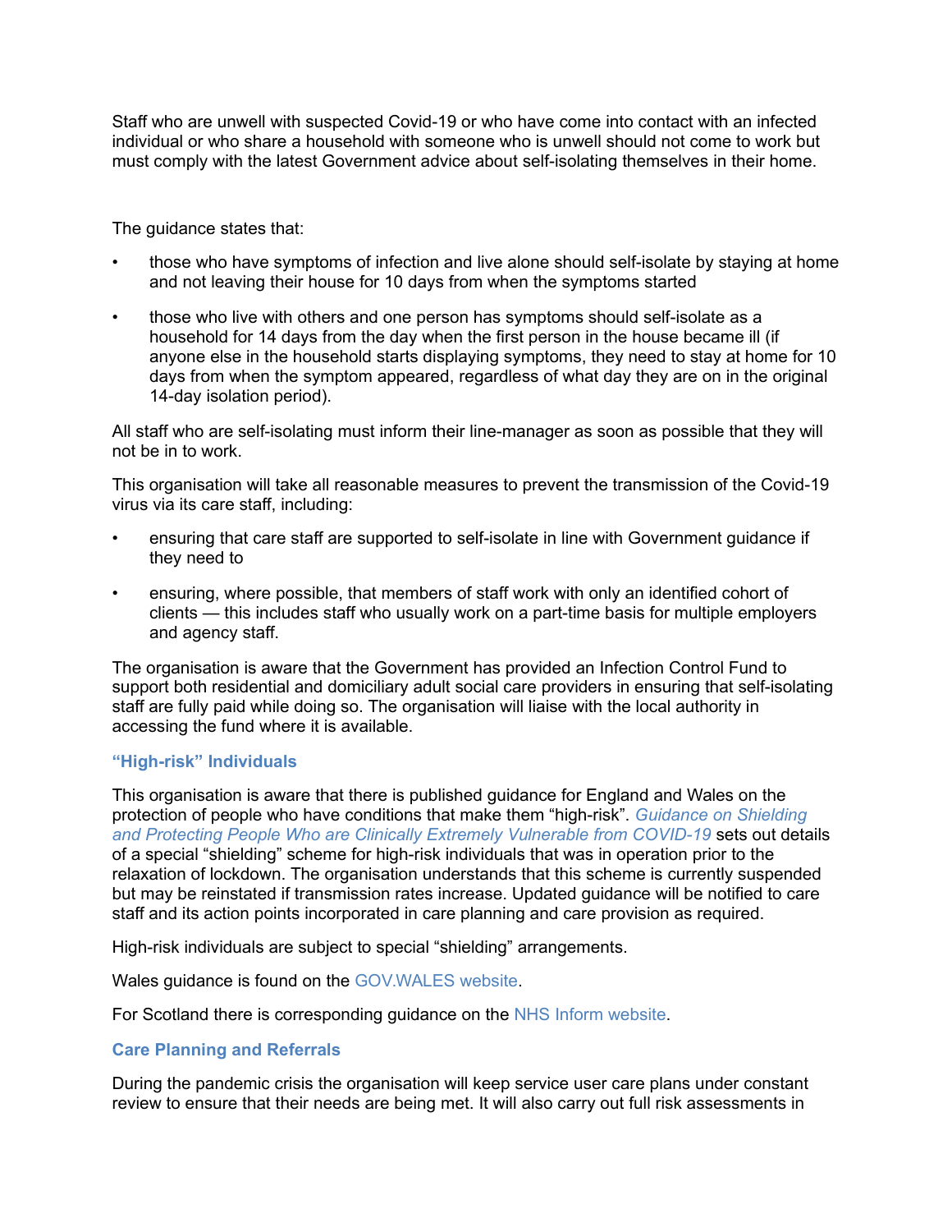Staff who are unwell with suspected Covid-19 or who have come into contact with an infected individual or who share a household with someone who is unwell should not come to work but must comply with the latest Government advice about self-isolating themselves in their home.

The guidance states that:

- those who have symptoms of infection and live alone should self-isolate by staying at home and not leaving their house for 10 days from when the symptoms started
- those who live with others and one person has symptoms should self-isolate as a household for 14 days from the day when the first person in the house became ill (if anyone else in the household starts displaying symptoms, they need to stay at home for 10 days from when the symptom appeared, regardless of what day they are on in the original 14-day isolation period).

All staff who are self-isolating must inform their line-manager as soon as possible that they will not be in to work.

This organisation will take all reasonable measures to prevent the transmission of the Covid-19 virus via its care staff, including:

- ensuring that care staff are supported to self-isolate in line with Government guidance if they need to
- ensuring, where possible, that members of staff work with only an identified cohort of clients — this includes staff who usually work on a part-time basis for multiple employers and agency staff.

The organisation is aware that the Government has provided an Infection Control Fund to support both residential and domiciliary adult social care providers in ensuring that self-isolating staff are fully paid while doing so. The organisation will liaise with the local authority in accessing the fund where it is available.

### "High-risk" Individuals

This organisation is aware that there is published guidance for England and Wales on the protection of people who have conditions that make them "high-risk". *Guidance on Shielding and Protecting People Who are Clinically Extremely Vulnerable from COVID-19* sets out details of a special "shielding" scheme for high-risk individuals that was in operation prior to the relaxation of lockdown. The organisation understands that this scheme is currently suspended but may be reinstated if transmission rates increase. Updated guidance will be notified to care staff and its action points incorporated in care planning and care provision as required.

High-risk individuals are subject to special "shielding" arrangements.

Wales guidance is found on the GOV.WALES website.

For Scotland there is corresponding guidance on the NHS Inform website.

### Care Planning and Referrals

During the pandemic crisis the organisation will keep service user care plans under constant review to ensure that their needs are being met. It will also carry out full risk assessments in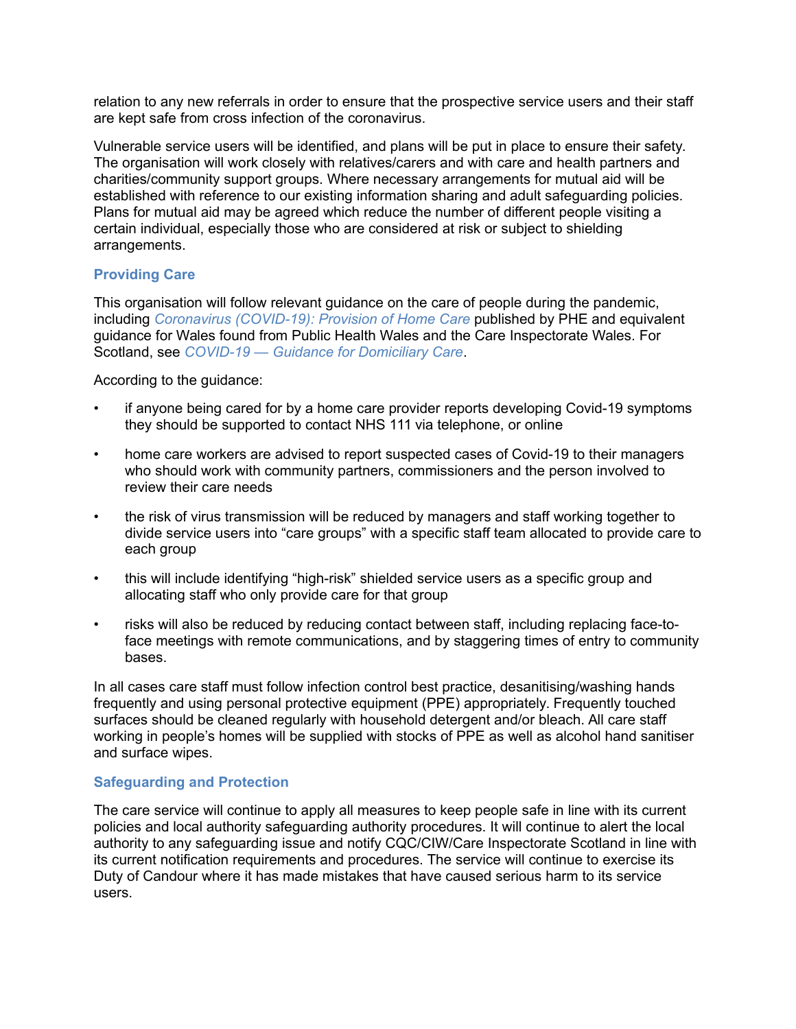relation to any new referrals in order to ensure that the prospective service users and their staff are kept safe from cross infection of the coronavirus.

Vulnerable service users will be identified, and plans will be put in place to ensure their safety. The organisation will work closely with relatives/carers and with care and health partners and charities/community support groups. Where necessary arrangements for mutual aid will be established with reference to our existing information sharing and adult safeguarding policies. Plans for mutual aid may be agreed which reduce the number of different people visiting a certain individual, especially those who are considered at risk or subject to shielding arrangements.

### Providing Care

This organisation will follow relevant guidance on the care of people during the pandemic, including *Coronavirus (COVID-19): Provision of Home Care* published by PHE and equivalent guidance for Wales found from Public Health Wales and the Care Inspectorate Wales. For Scotland, see *COVID-19 — Guidance for Domiciliary Care*.

According to the guidance:

- if anyone being cared for by a home care provider reports developing Covid-19 symptoms they should be supported to contact NHS 111 via telephone, or online
- home care workers are advised to report suspected cases of Covid-19 to their managers who should work with community partners, commissioners and the person involved to review their care needs
- the risk of virus transmission will be reduced by managers and staff working together to divide service users into "care groups" with a specific staff team allocated to provide care to each group
- this will include identifying "high-risk" shielded service users as a specific group and allocating staff who only provide care for that group
- risks will also be reduced by reducing contact between staff, including replacing face-to-face meetings with remote communications, and by staggering times of entry to community bases.

In all cases care staff must follow infection control best practice, desanitising/washing hands frequently and using personal protective equipment (PPE) appropriately. Frequently touched surfaces should be cleaned regularly with household detergent and/or bleach. All care staff working in people's homes will be supplied with stocks of PPE as well as alcohol hand sanitiser and surface wipes.

### Safeguarding and Protection

The care service will continue to apply all measures to keep people safe in line with its current policies and local authority safeguarding authority procedures. It will continue to alert the local authority to any safeguarding issue and notify CQC/CIW/Care Inspectorate Scotland in line with its current notification requirements and procedures. The service will continue to exercise its Duty of Candour where it has made mistakes that have caused serious harm to its service users.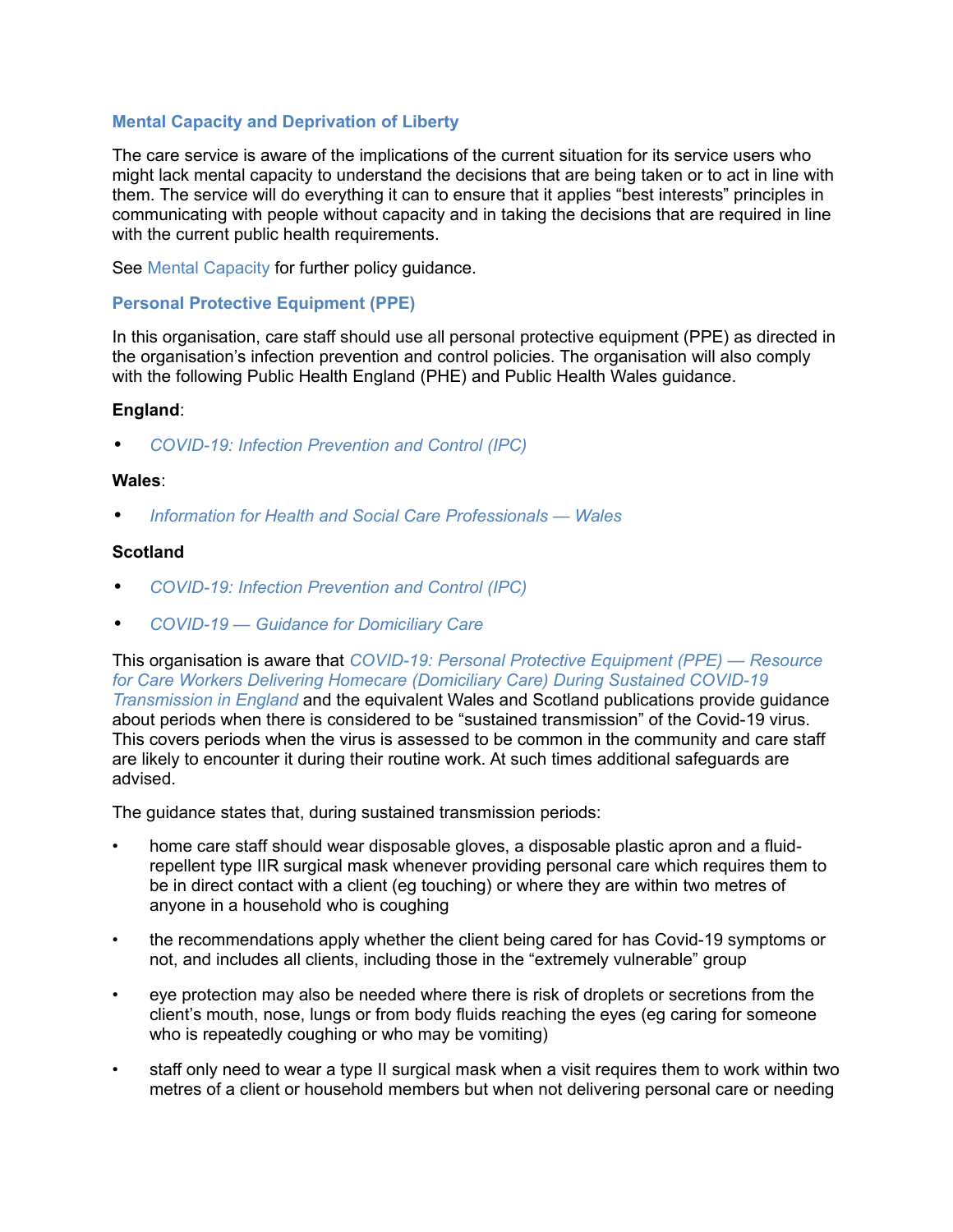## Mental Capacity and Deprivation of Liberty

The care service is aware of the implications of the current situation for its service users who might lack mental capacity to understand the decisions that are being taken or to act in line with them. The service will do everything it can to ensure that it applies "best interests" principles in communicating with people without capacity and in taking the decisions that are required in line with the current public health requirements.

See Mental Capacity for further policy guidance.

## Personal Protective Equipment (PPE)

In this organisation, care staff should use all personal protective equipment (PPE) as directed in the organisation's infection prevention and control policies. The organisation will also comply with the following Public Health England (PHE) and Public Health Wales guidance.

**England**:

- *COVID-19: Infection Prevention and Control (IPC)*

**Wales**:

- *Information for Health and Social Care Professionals — Wales*

**Scotland**

- *COVID-19: Infection Prevention and Control (IPC)*
- *COVID-19 — Guidance for Domiciliary Care*

This organisation is aware that *COVID-19: Personal Protective Equipment (PPE) — Resource for Care Workers Delivering Homecare (Domiciliary Care) During Sustained COVID-19 Transmission in England* and the equivalent Wales and Scotland publications provide guidance about periods when there is considered to be "sustained transmission" of the Covid-19 virus. This covers periods when the virus is assessed to be common in the community and care staff are likely to encounter it during their routine work. At such times additional safeguards are advised.

The guidance states that, during sustained transmission periods:

- home care staff should wear disposable gloves, a disposable plastic apron and a fluid-repellent type IIR surgical mask whenever providing personal care which requires them to be in direct contact with a client (eg touching) or where they are within two metres of anyone in a household who is coughing
- the recommendations apply whether the client being cared for has Covid-19 symptoms or not, and includes all clients, including those in the "extremely vulnerable" group
- eye protection may also be needed where there is risk of droplets or secretions from the client's mouth, nose, lungs or from body fluids reaching the eyes (eg caring for someone who is repeatedly coughing or who may be vomiting)
- staff only need to wear a type II surgical mask when a visit requires them to work within two metres of a client or household members but when not delivering personal care or needing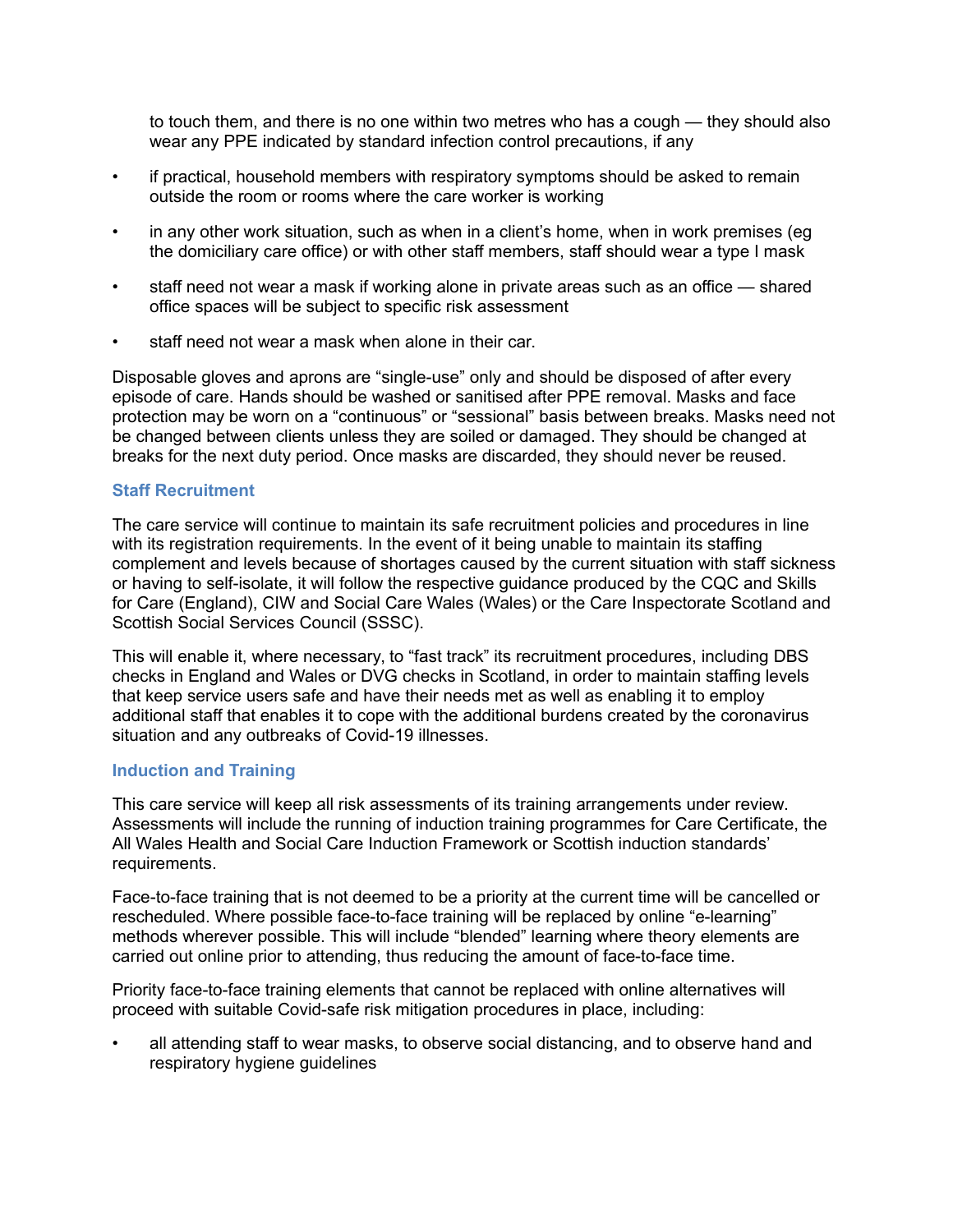to touch them, and there is no one within two metres who has a cough — they should also wear any PPE indicated by standard infection control precautions, if any

- if practical, household members with respiratory symptoms should be asked to remain outside the room or rooms where the care worker is working
- in any other work situation, such as when in a client's home, when in work premises (eg the domiciliary care office) or with other staff members, staff should wear a type I mask
- staff need not wear a mask if working alone in private areas such as an office — shared office spaces will be subject to specific risk assessment
- staff need not wear a mask when alone in their car.

Disposable gloves and aprons are "single-use" only and should be disposed of after every episode of care. Hands should be washed or sanitised after PPE removal. Masks and face protection may be worn on a "continuous" or "sessional" basis between breaks. Masks need not be changed between clients unless they are soiled or damaged. They should be changed at breaks for the next duty period. Once masks are discarded, they should never be reused.

### Staff Recruitment

The care service will continue to maintain its safe recruitment policies and procedures in line with its registration requirements. In the event of it being unable to maintain its staffing complement and levels because of shortages caused by the current situation with staff sickness or having to self-isolate, it will follow the respective guidance produced by the CQC and Skills for Care (England), CIW and Social Care Wales (Wales) or the Care Inspectorate Scotland and Scottish Social Services Council (SSSC).

This will enable it, where necessary, to "fast track" its recruitment procedures, including DBS checks in England and Wales or DVG checks in Scotland, in order to maintain staffing levels that keep service users safe and have their needs met as well as enabling it to employ additional staff that enables it to cope with the additional burdens created by the coronavirus situation and any outbreaks of Covid-19 illnesses.

### Induction and Training

This care service will keep all risk assessments of its training arrangements under review. Assessments will include the running of induction training programmes for Care Certificate, the All Wales Health and Social Care Induction Framework or Scottish induction standards' requirements.

Face-to-face training that is not deemed to be a priority at the current time will be cancelled or rescheduled. Where possible face-to-face training will be replaced by online "e-learning" methods wherever possible. This will include "blended" learning where theory elements are carried out online prior to attending, thus reducing the amount of face-to-face time.

Priority face-to-face training elements that cannot be replaced with online alternatives will proceed with suitable Covid-safe risk mitigation procedures in place, including:

- all attending staff to wear masks, to observe social distancing, and to observe hand and respiratory hygiene guidelines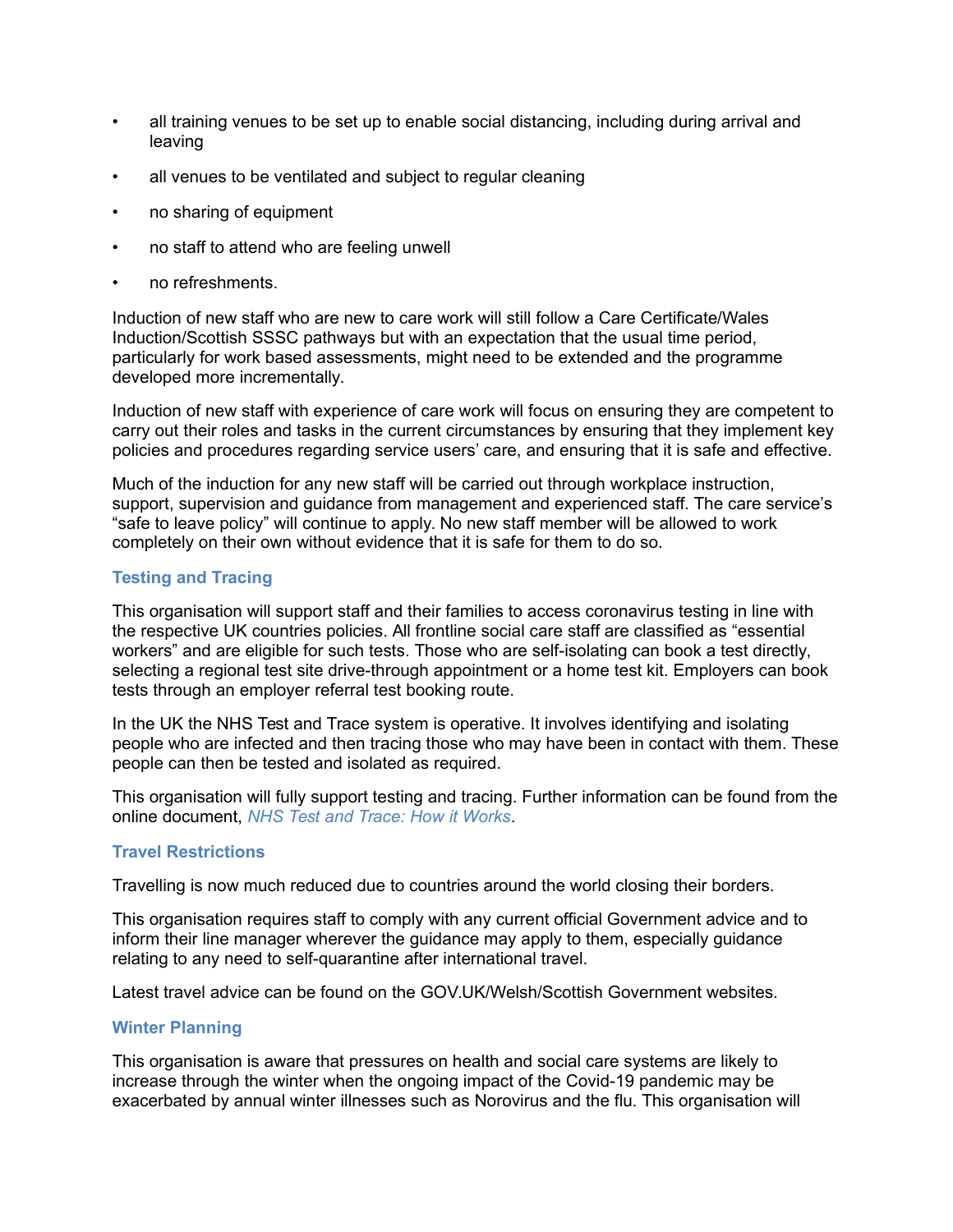- all training venues to be set up to enable social distancing, including during arrival and leaving
- all venues to be ventilated and subject to regular cleaning
- no sharing of equipment
- no staff to attend who are feeling unwell
- no refreshments.

Induction of new staff who are new to care work will still follow a Care Certificate/Wales Induction/Scottish SSSC pathways but with an expectation that the usual time period, particularly for work based assessments, might need to be extended and the programme developed more incrementally.

Induction of new staff with experience of care work will focus on ensuring they are competent to carry out their roles and tasks in the current circumstances by ensuring that they implement key policies and procedures regarding service users' care, and ensuring that it is safe and effective.

Much of the induction for any new staff will be carried out through workplace instruction, support, supervision and guidance from management and experienced staff. The care service's "safe to leave policy" will continue to apply. No new staff member will be allowed to work completely on their own without evidence that it is safe for them to do so.

### Testing and Tracing

This organisation will support staff and their families to access coronavirus testing in line with the respective UK countries policies. All frontline social care staff are classified as "essential workers" and are eligible for such tests. Those who are self-isolating can book a test directly, selecting a regional test site drive-through appointment or a home test kit. Employers can book tests through an employer referral test booking route.

In the UK the NHS Test and Trace system is operative. It involves identifying and isolating people who are infected and then tracing those who may have been in contact with them. These people can then be tested and isolated as required.

This organisation will fully support testing and tracing. Further information can be found from the online document, *NHS Test and Trace: How it Works*.

### Travel Restrictions

Travelling is now much reduced due to countries around the world closing their borders.

This organisation requires staff to comply with any current official Government advice and to inform their line manager wherever the guidance may apply to them, especially guidance relating to any need to self-quarantine after international travel.

Latest travel advice can be found on the GOV.UK/Welsh/Scottish Government websites.

### Winter Planning

This organisation is aware that pressures on health and social care systems are likely to increase through the winter when the ongoing impact of the Covid-19 pandemic may be exacerbated by annual winter illnesses such as Norovirus and the flu. This organisation will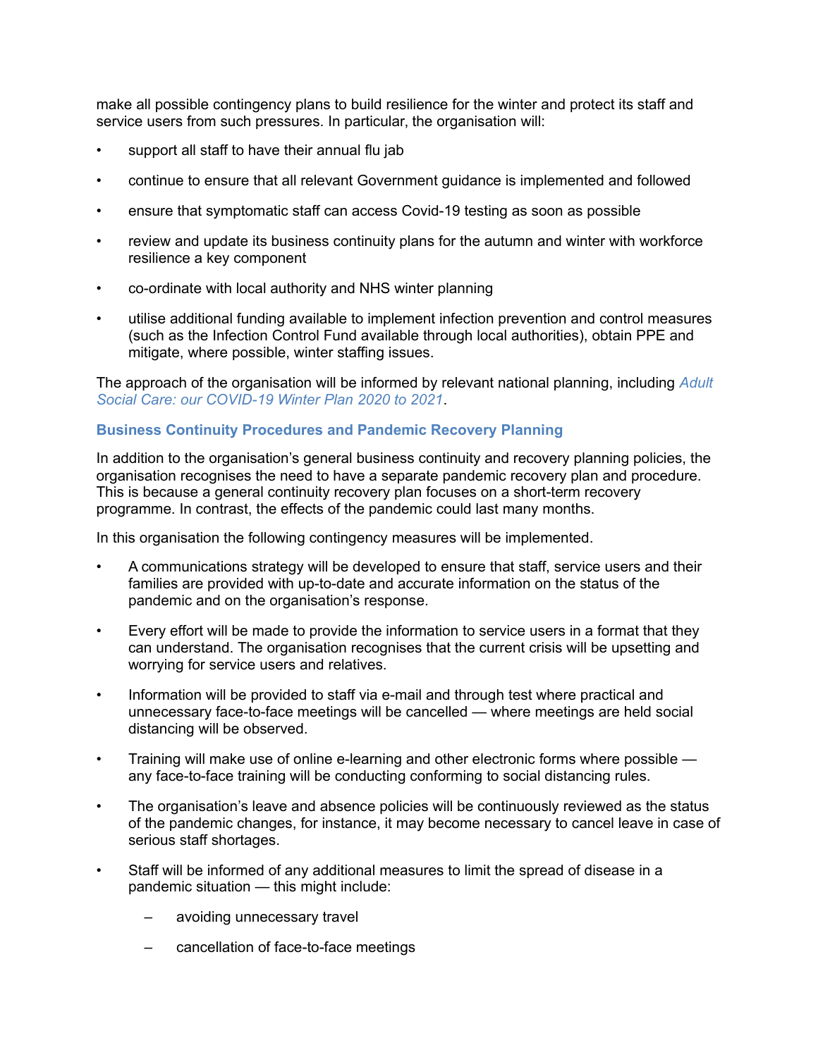make all possible contingency plans to build resilience for the winter and protect its staff and service users from such pressures. In particular, the organisation will:

- support all staff to have their annual flu jab
- continue to ensure that all relevant Government guidance is implemented and followed
- ensure that symptomatic staff can access Covid-19 testing as soon as possible
- review and update its business continuity plans for the autumn and winter with workforce resilience a key component
- co-ordinate with local authority and NHS winter planning
- utilise additional funding available to implement infection prevention and control measures (such as the Infection Control Fund available through local authorities), obtain PPE and mitigate, where possible, winter staffing issues.

The approach of the organisation will be informed by relevant national planning, including *Adult Social Care: our COVID-19 Winter Plan 2020 to 2021*.

### Business Continuity Procedures and Pandemic Recovery Planning

In addition to the organisation's general business continuity and recovery planning policies, the organisation recognises the need to have a separate pandemic recovery plan and procedure. This is because a general continuity recovery plan focuses on a short-term recovery programme. In contrast, the effects of the pandemic could last many months.

In this organisation the following contingency measures will be implemented.

- A communications strategy will be developed to ensure that staff, service users and their families are provided with up-to-date and accurate information on the status of the pandemic and on the organisation's response.
- Every effort will be made to provide the information to service users in a format that they can understand. The organisation recognises that the current crisis will be upsetting and worrying for service users and relatives.
- Information will be provided to staff via e-mail and through test where practical and unnecessary face-to-face meetings will be cancelled — where meetings are held social distancing will be observed.
- Training will make use of online e-learning and other electronic forms where possible — any face-to-face training will be conducting conforming to social distancing rules.
- The organisation's leave and absence policies will be continuously reviewed as the status of the pandemic changes, for instance, it may become necessary to cancel leave in case of serious staff shortages.
- Staff will be informed of any additional measures to limit the spread of disease in a pandemic situation — this might include:
  - avoiding unnecessary travel
  - cancellation of face-to-face meetings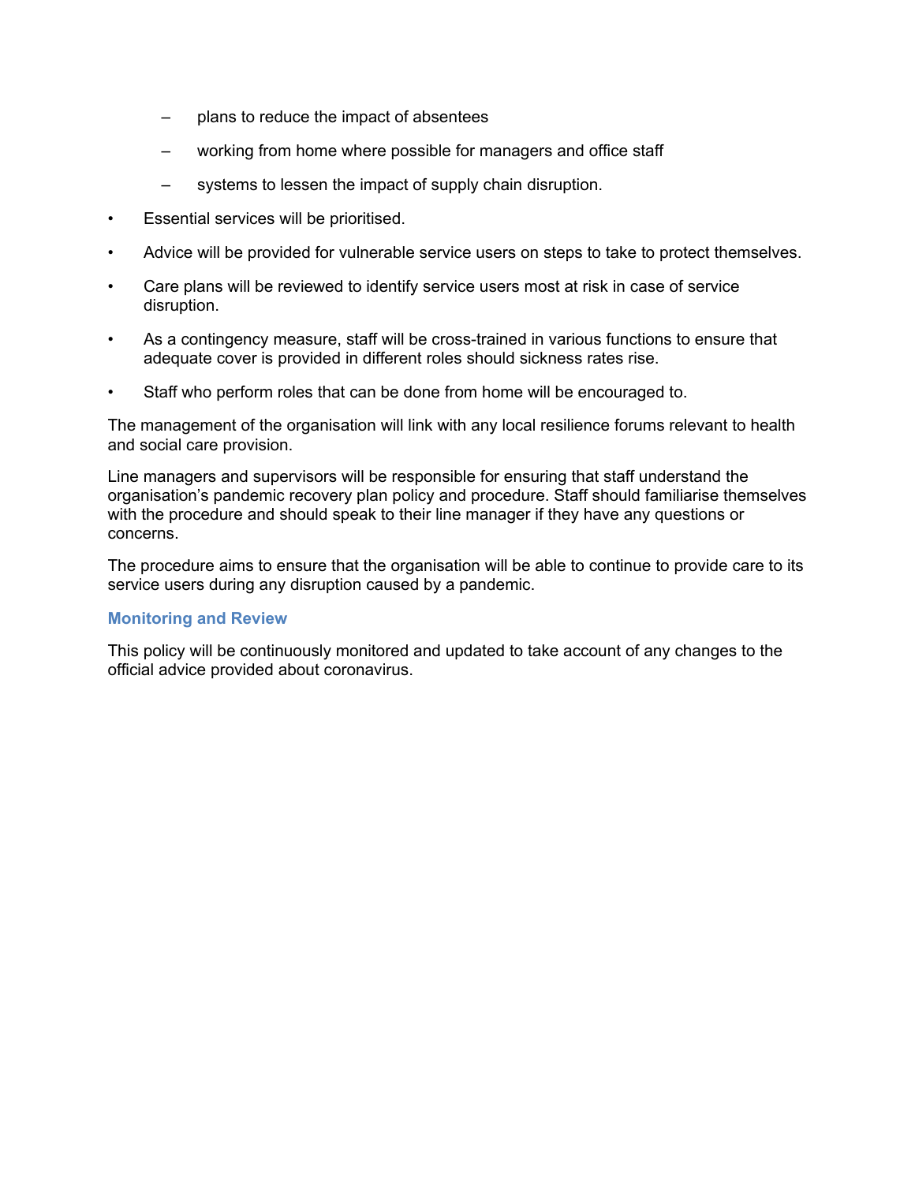- plans to reduce the impact of absentees
  - working from home where possible for managers and office staff
  - systems to lessen the impact of supply chain disruption.
- Essential services will be prioritised.
- Advice will be provided for vulnerable service users on steps to take to protect themselves.
- Care plans will be reviewed to identify service users most at risk in case of service disruption.
- As a contingency measure, staff will be cross-trained in various functions to ensure that adequate cover is provided in different roles should sickness rates rise.
- Staff who perform roles that can be done from home will be encouraged to.

The management of the organisation will link with any local resilience forums relevant to health and social care provision.

Line managers and supervisors will be responsible for ensuring that staff understand the organisation's pandemic recovery plan policy and procedure. Staff should familiarise themselves with the procedure and should speak to their line manager if they have any questions or concerns.

The procedure aims to ensure that the organisation will be able to continue to provide care to its service users during any disruption caused by a pandemic.

### Monitoring and Review

This policy will be continuously monitored and updated to take account of any changes to the official advice provided about coronavirus.